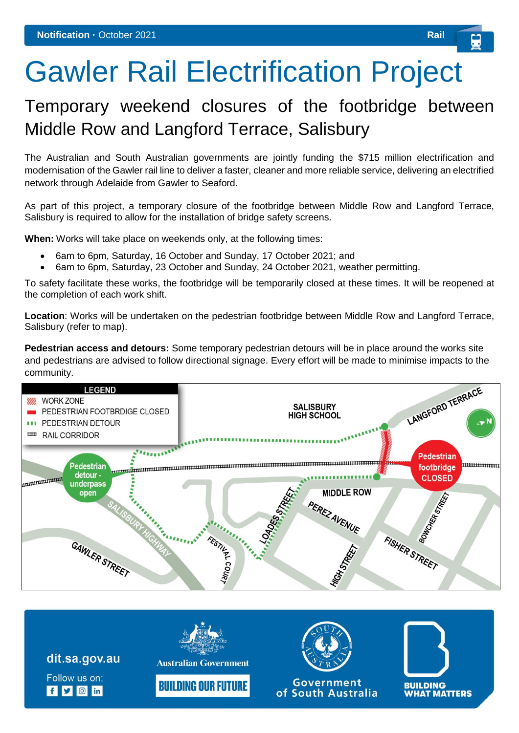**Notification ·** October 2021 — Rail

# Gawler Rail Electrification Project

## Temporary weekend closures of the footbridge between Middle Row and Langford Terrace, Salisbury

The Australian and South Australian governments are jointly funding the $715 million electrification and modernisation of the Gawler rail line to deliver a faster, cleaner and more reliable service, delivering an electrified network through Adelaide from Gawler to Seaford.

As part of this project, a temporary closure of the footbridge between Middle Row and Langford Terrace, Salisbury is required to allow for the installation of bridge safety screens.

**When:** Works will take place on weekends only, at the following times:

- 6am to 6pm, Saturday, 16 October and Sunday, 17 October 2021; and
- 6am to 6pm, Saturday, 23 October and Sunday, 24 October 2021, weather permitting.

To safety facilitate these works, the footbridge will be temporarily closed at these times. It will be reopened at the completion of each work shift.

**Location**: Works will be undertaken on the pedestrian footbridge between Middle Row and Langford Terrace, Salisbury (refer to map).

**Pedestrian access and detours:** Some temporary pedestrian detours will be in place around the works site and pedestrians are advised to follow directional signage. Every effort will be made to minimise impacts to the community.

**LEGEND**
- WORK ZONE
- PEDESTRIAN FOOTBRDIGE CLOSED
- PEDESTRIAN DETOUR
- RAIL CORRIDOR

SALISBURY HIGH SCHOOL · LANGFORD TERRACE · Pedestrian footbridge CLOSED · Pedestrian detour - underpass open · MIDDLE ROW · LOADES STREET · PEREZ AVENUE · SALISBURY HIGHWAY · GAWLER STREET · FESTIVAL COURT · HIGH STREET · FISHER STREET · BOWCHER STREET

dit.sa.gov.au

Follow us on:

Australian Government — BUILDING OUR FUTURE

Government of South Australia

BUILDING WHAT MATTERS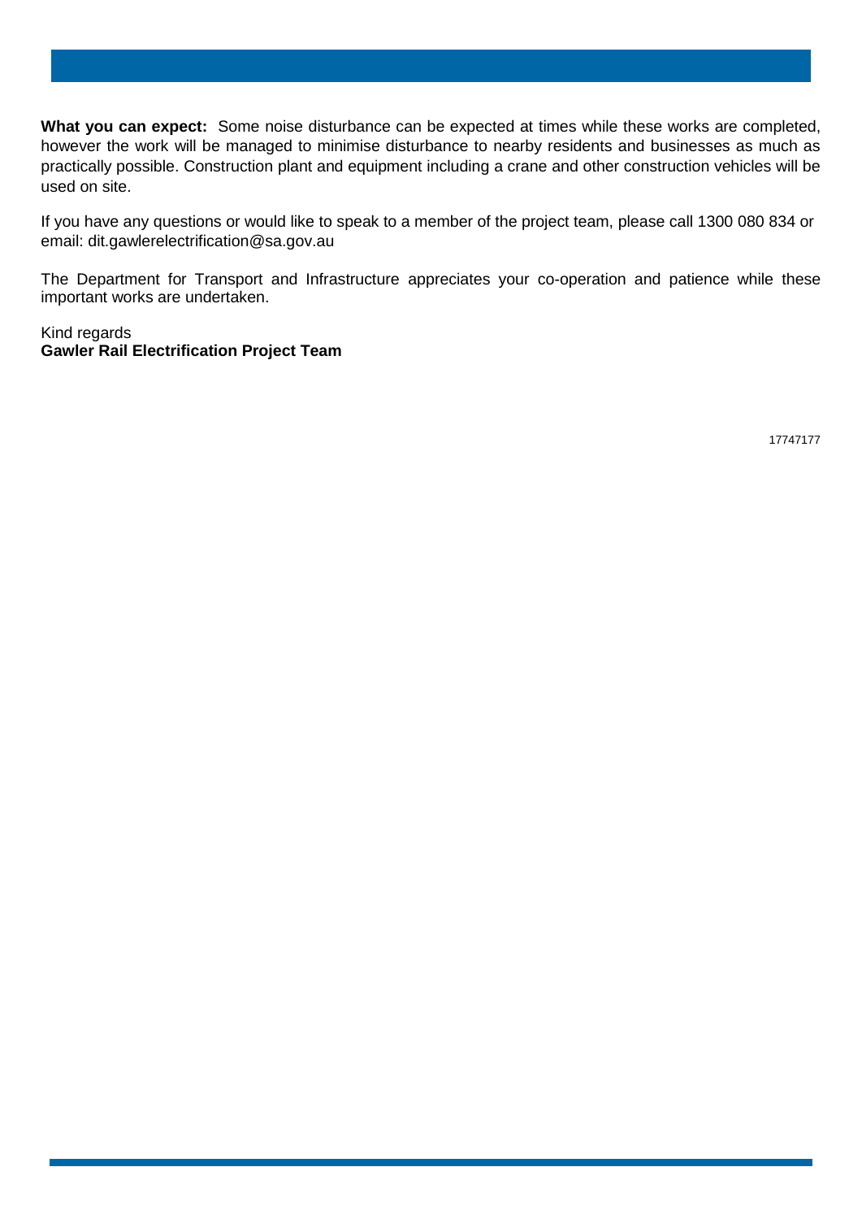**What you can expect:** Some noise disturbance can be expected at times while these works are completed, however the work will be managed to minimise disturbance to nearby residents and businesses as much as practically possible. Construction plant and equipment including a crane and other construction vehicles will be used on site.

If you have any questions or would like to speak to a member of the project team, please call 1300 080 834 or email: dit.gawlerelectrification@sa.gov.au

The Department for Transport and Infrastructure appreciates your co-operation and patience while these important works are undertaken.

Kind regards
**Gawler Rail Electrification Project Team**

17747177